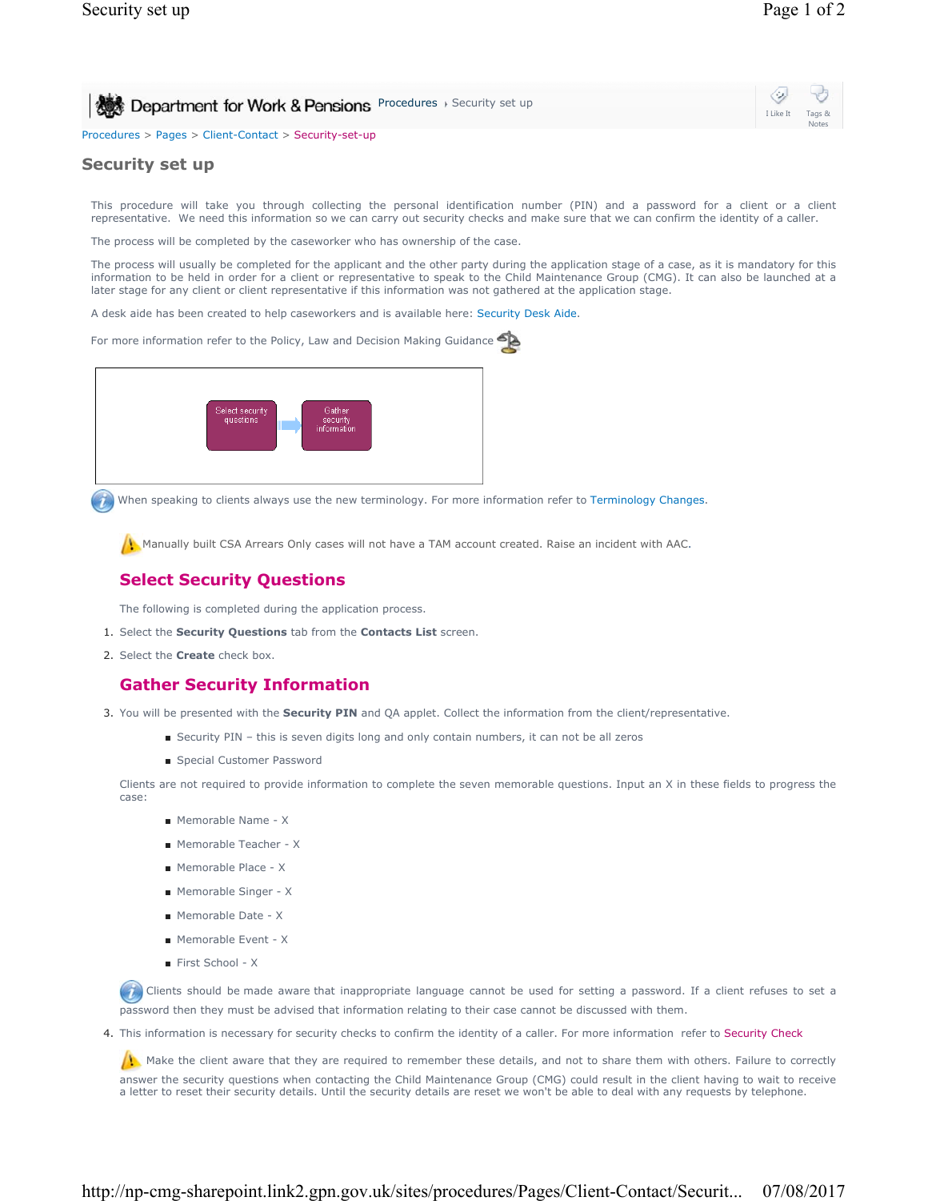Department for Work & Pensions Procedures › Security set up

Procedures > Pages > Client-Contact > Security-set-up

# Security set up

This procedure will take you through collecting the personal identification number (PIN) and a password for a client or a client representative. We need this information so we can carry out security checks and make sure that we can confirm the identity of a caller.

The process will be completed by the caseworker who has ownership of the case.

The process will usually be completed for the applicant and the other party during the application stage of a case, as it is mandatory for this information to be held in order for a client or representative to speak to the Child Maintenance Group (CMG). It can also be launched at a later stage for any client or client representative if this information was not gathered at the application stage.

A desk aide has been created to help caseworkers and is available here: Security Desk Aide.

For more information refer to the Policy, Law and Decision Making Guidance

Select security questions → Gather security information

When speaking to clients always use the new terminology. For more information refer to Terminology Changes.

Manually built CSA Arrears Only cases will not have a TAM account created. Raise an incident with AAC.

## Select Security Questions

The following is completed during the application process.

1. Select the **Security Questions** tab from the **Contacts List** screen.
2. Select the **Create** check box.

## Gather Security Information

3. You will be presented with the **Security PIN** and QA applet. Collect the information from the client/representative.
   - Security PIN – this is seven digits long and only contain numbers, it can not be all zeros
   - Special Customer Password

   Clients are not required to provide information to complete the seven memorable questions. Input an X in these fields to progress the case:

   - Memorable Name - X
   - Memorable Teacher - X
   - Memorable Place - X
   - Memorable Singer - X
   - Memorable Date - X
   - Memorable Event - X
   - First School - X

   Clients should be made aware that inappropriate language cannot be used for setting a password. If a client refuses to set a password then they must be advised that information relating to their case cannot be discussed with them.

4. This information is necessary for security checks to confirm the identity of a caller. For more information refer to Security Check

   Make the client aware that they are required to remember these details, and not to share them with others. Failure to correctly answer the security questions when contacting the Child Maintenance Group (CMG) could result in the client having to wait to receive a letter to reset their security details. Until the security details are reset we won't be able to deal with any requests by telephone.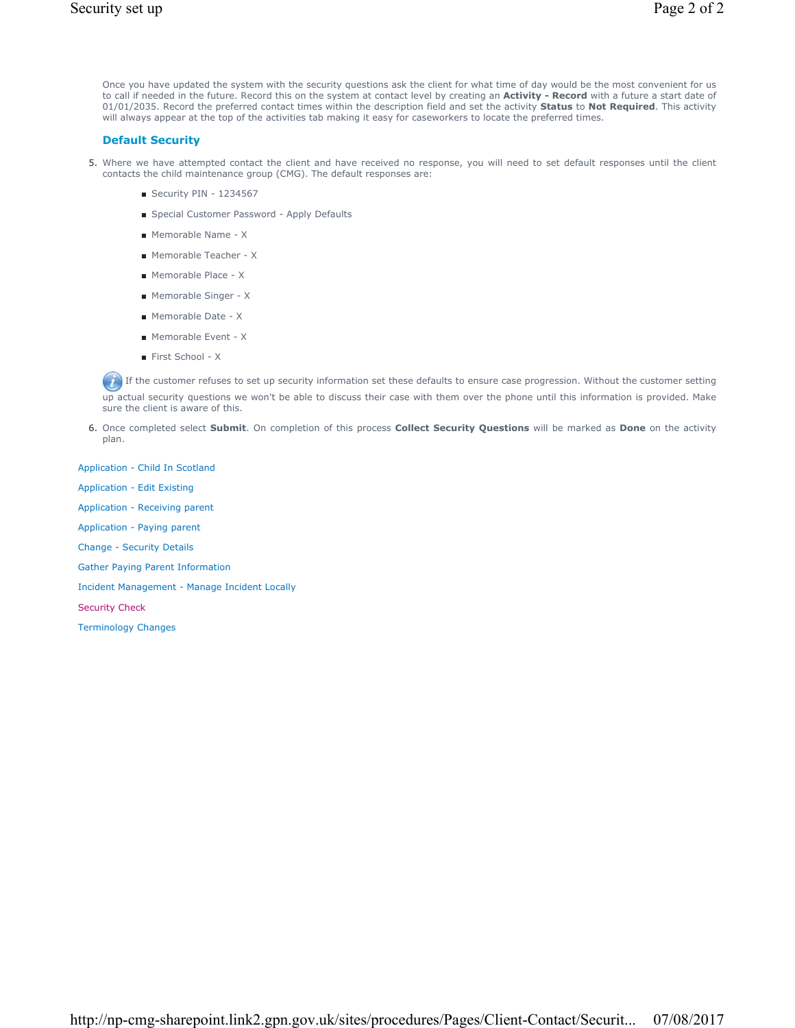Once you have updated the system with the security questions ask the client for what time of day would be the most convenient for us to call if needed in the future. Record this on the system at contact level by creating an **Activity - Record** with a future a start date of 01/01/2035. Record the preferred contact times within the description field and set the activity **Status** to **Not Required**. This activity will always appear at the top of the activities tab making it easy for caseworkers to locate the preferred times.

### Default Security

5. Where we have attempted contact the client and have received no response, you will need to set default responses until the client contacts the child maintenance group (CMG). The default responses are:
    - Security PIN - 1234567
    - Special Customer Password - Apply Defaults
    - Memorable Name - X
    - Memorable Teacher - X
    - Memorable Place - X
    - Memorable Singer - X
    - Memorable Date - X
    - Memorable Event - X
    - First School - X

If the customer refuses to set up security information set these defaults to ensure case progression. Without the customer setting up actual security questions we won't be able to discuss their case with them over the phone until this information is provided. Make sure the client is aware of this.

6. Once completed select **Submit**. On completion of this process **Collect Security Questions** will be marked as **Done** on the activity plan.

Application - Child In Scotland

Application - Edit Existing

Application - Receiving parent

Application - Paying parent

Change - Security Details

Gather Paying Parent Information

Incident Management - Manage Incident Locally

Security Check

Terminology Changes